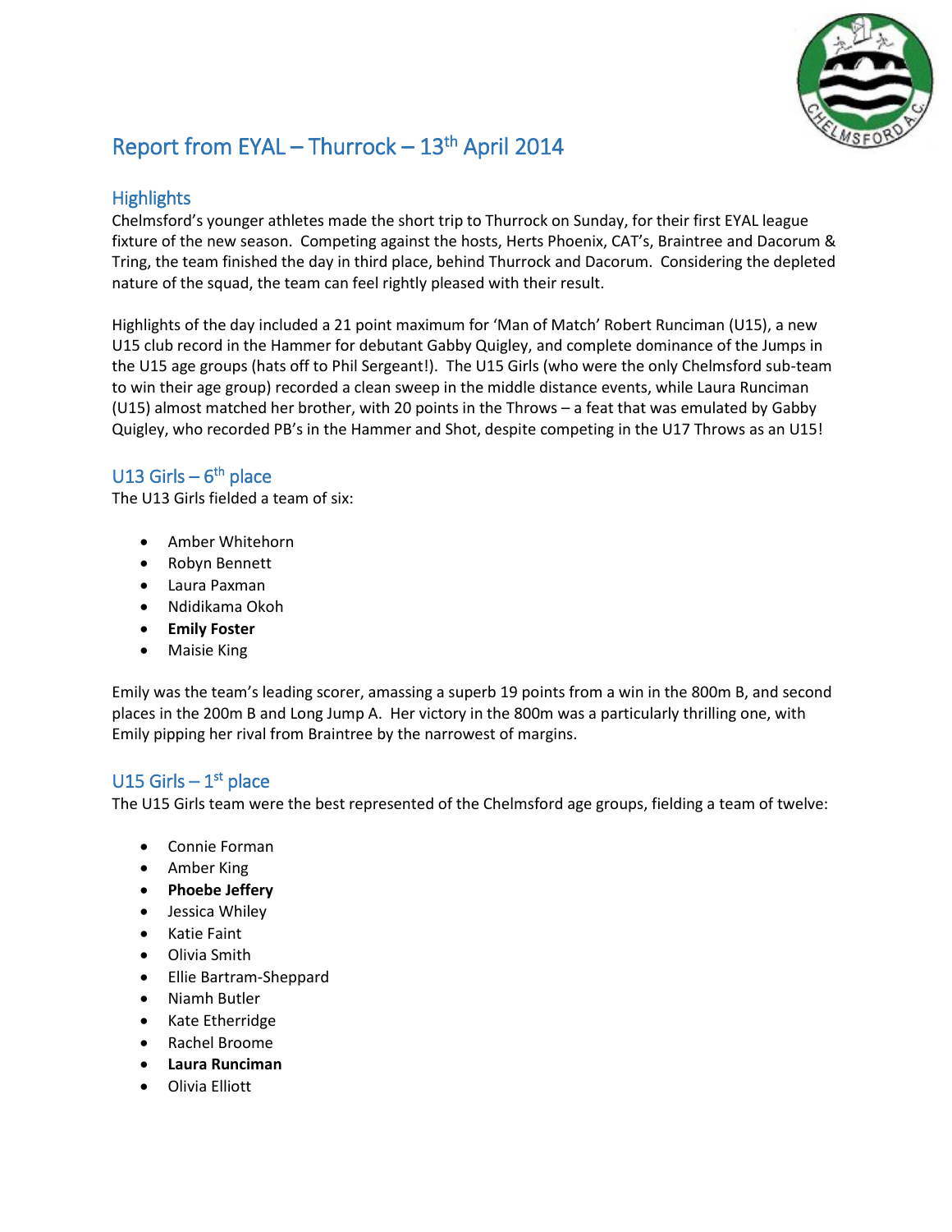# Report from EYAL – Thurrock – 13th April 2014

## Highlights

Chelmsford's younger athletes made the short trip to Thurrock on Sunday, for their first EYAL league fixture of the new season. Competing against the hosts, Herts Phoenix, CAT's, Braintree and Dacorum & Tring, the team finished the day in third place, behind Thurrock and Dacorum. Considering the depleted nature of the squad, the team can feel rightly pleased with their result.

Highlights of the day included a 21 point maximum for 'Man of Match' Robert Runciman (U15), a new U15 club record in the Hammer for debutant Gabby Quigley, and complete dominance of the Jumps in the U15 age groups (hats off to Phil Sergeant!). The U15 Girls (who were the only Chelmsford sub-team to win their age group) recorded a clean sweep in the middle distance events, while Laura Runciman (U15) almost matched her brother, with 20 points in the Throws – a feat that was emulated by Gabby Quigley, who recorded PB's in the Hammer and Shot, despite competing in the U17 Throws as an U15!

## U13 Girls – 6th place

The U13 Girls fielded a team of six:

- Amber Whitehorn
- Robyn Bennett
- Laura Paxman
- Ndidikama Okoh
- **Emily Foster**
- Maisie King

Emily was the team's leading scorer, amassing a superb 19 points from a win in the 800m B, and second places in the 200m B and Long Jump A. Her victory in the 800m was a particularly thrilling one, with Emily pipping her rival from Braintree by the narrowest of margins.

## U15 Girls – 1st place

The U15 Girls team were the best represented of the Chelmsford age groups, fielding a team of twelve:

- Connie Forman
- Amber King
- **Phoebe Jeffery**
- Jessica Whiley
- Katie Faint
- Olivia Smith
- Ellie Bartram-Sheppard
- Niamh Butler
- Kate Etherridge
- Rachel Broome
- **Laura Runciman**
- Olivia Elliott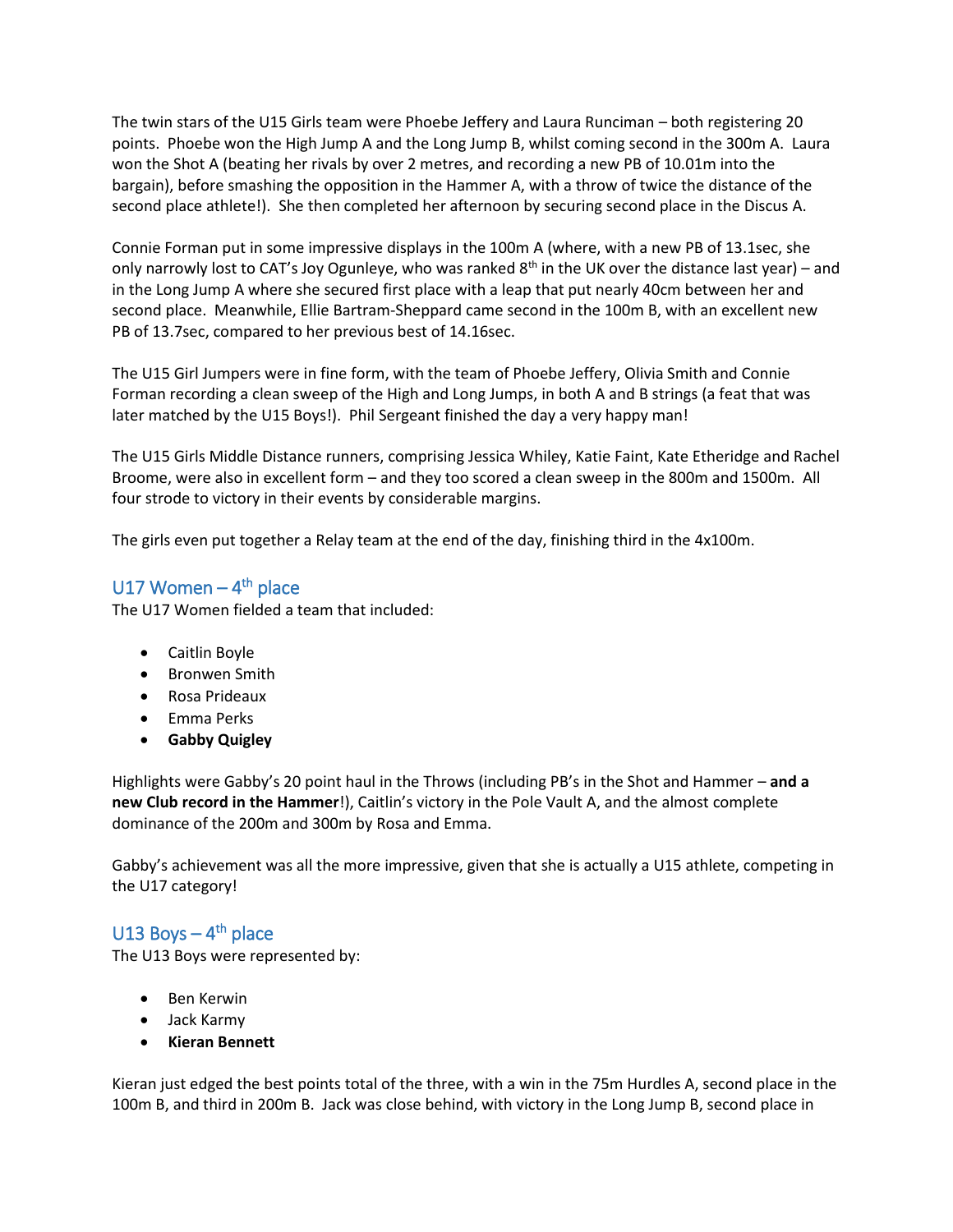The twin stars of the U15 Girls team were Phoebe Jeffery and Laura Runciman – both registering 20 points. Phoebe won the High Jump A and the Long Jump B, whilst coming second in the 300m A. Laura won the Shot A (beating her rivals by over 2 metres, and recording a new PB of 10.01m into the bargain), before smashing the opposition in the Hammer A, with a throw of twice the distance of the second place athlete!). She then completed her afternoon by securing second place in the Discus A.

Connie Forman put in some impressive displays in the 100m A (where, with a new PB of 13.1sec, she only narrowly lost to CAT's Joy Ogunleye, who was ranked 8th in the UK over the distance last year) – and in the Long Jump A where she secured first place with a leap that put nearly 40cm between her and second place. Meanwhile, Ellie Bartram-Sheppard came second in the 100m B, with an excellent new PB of 13.7sec, compared to her previous best of 14.16sec.

The U15 Girl Jumpers were in fine form, with the team of Phoebe Jeffery, Olivia Smith and Connie Forman recording a clean sweep of the High and Long Jumps, in both A and B strings (a feat that was later matched by the U15 Boys!). Phil Sergeant finished the day a very happy man!

The U15 Girls Middle Distance runners, comprising Jessica Whiley, Katie Faint, Kate Etheridge and Rachel Broome, were also in excellent form – and they too scored a clean sweep in the 800m and 1500m. All four strode to victory in their events by considerable margins.

The girls even put together a Relay team at the end of the day, finishing third in the 4x100m.

## U17 Women – 4th place

The U17 Women fielded a team that included:

- Caitlin Boyle
- Bronwen Smith
- Rosa Prideaux
- Emma Perks
- **Gabby Quigley**

Highlights were Gabby's 20 point haul in the Throws (including PB's in the Shot and Hammer – **and a new Club record in the Hammer**!), Caitlin's victory in the Pole Vault A, and the almost complete dominance of the 200m and 300m by Rosa and Emma.

Gabby's achievement was all the more impressive, given that she is actually a U15 athlete, competing in the U17 category!

## U13 Boys – 4th place

The U13 Boys were represented by:

- Ben Kerwin
- Jack Karmy
- **Kieran Bennett**

Kieran just edged the best points total of the three, with a win in the 75m Hurdles A, second place in the 100m B, and third in 200m B. Jack was close behind, with victory in the Long Jump B, second place in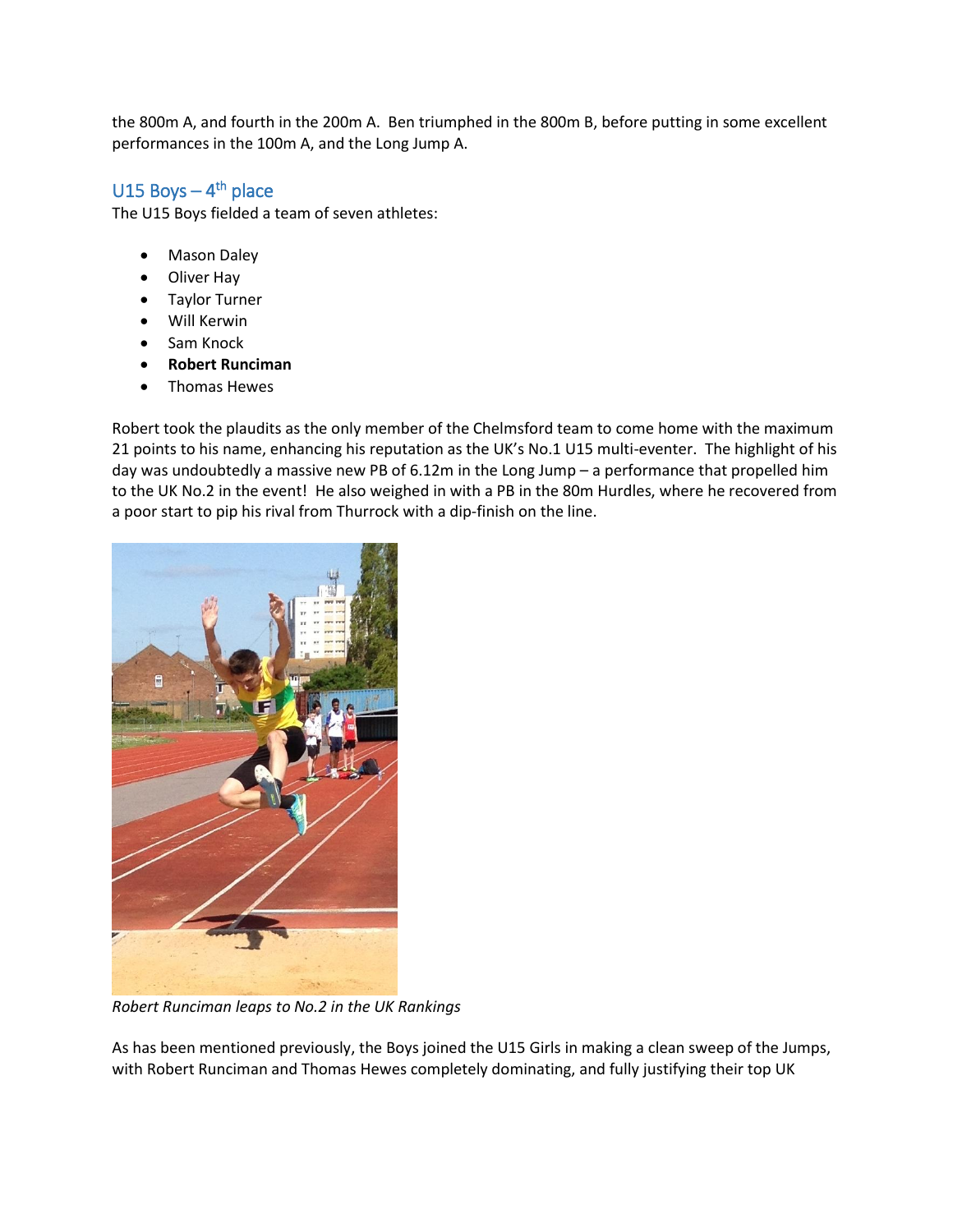the 800m A, and fourth in the 200m A. Ben triumphed in the 800m B, before putting in some excellent performances in the 100m A, and the Long Jump A.

## U15 Boys – 4th place

The U15 Boys fielded a team of seven athletes:

- Mason Daley
- Oliver Hay
- Taylor Turner
- Will Kerwin
- Sam Knock
- **Robert Runciman**
- Thomas Hewes

Robert took the plaudits as the only member of the Chelmsford team to come home with the maximum 21 points to his name, enhancing his reputation as the UK's No.1 U15 multi-eventer. The highlight of his day was undoubtedly a massive new PB of 6.12m in the Long Jump – a performance that propelled him to the UK No.2 in the event! He also weighed in with a PB in the 80m Hurdles, where he recovered from a poor start to pip his rival from Thurrock with a dip-finish on the line.

*Robert Runciman leaps to No.2 in the UK Rankings*

As has been mentioned previously, the Boys joined the U15 Girls in making a clean sweep of the Jumps, with Robert Runciman and Thomas Hewes completely dominating, and fully justifying their top UK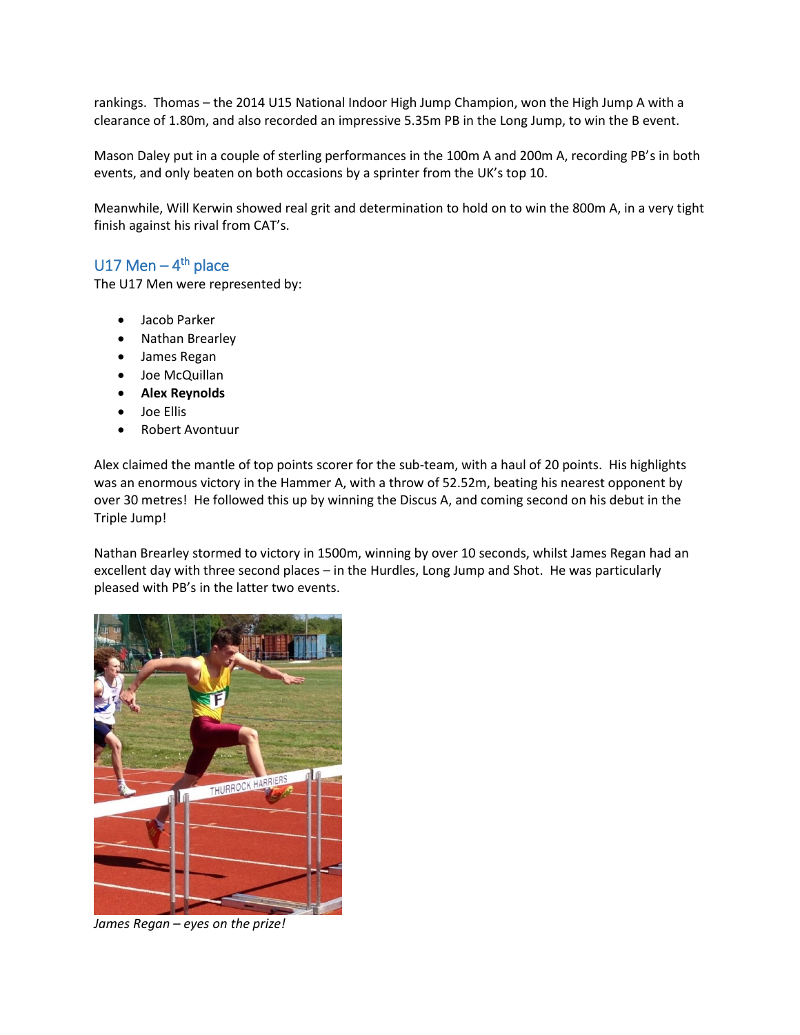rankings. Thomas – the 2014 U15 National Indoor High Jump Champion, won the High Jump A with a clearance of 1.80m, and also recorded an impressive 5.35m PB in the Long Jump, to win the B event.

Mason Daley put in a couple of sterling performances in the 100m A and 200m A, recording PB's in both events, and only beaten on both occasions by a sprinter from the UK's top 10.

Meanwhile, Will Kerwin showed real grit and determination to hold on to win the 800m A, in a very tight finish against his rival from CAT's.

## U17 Men – 4th place

The U17 Men were represented by:

- Jacob Parker
- Nathan Brearley
- James Regan
- Joe McQuillan
- **Alex Reynolds**
- Joe Ellis
- Robert Avontuur

Alex claimed the mantle of top points scorer for the sub-team, with a haul of 20 points. His highlights was an enormous victory in the Hammer A, with a throw of 52.52m, beating his nearest opponent by over 30 metres! He followed this up by winning the Discus A, and coming second on his debut in the Triple Jump!

Nathan Brearley stormed to victory in 1500m, winning by over 10 seconds, whilst James Regan had an excellent day with three second places – in the Hurdles, Long Jump and Shot. He was particularly pleased with PB's in the latter two events.

*James Regan – eyes on the prize!*